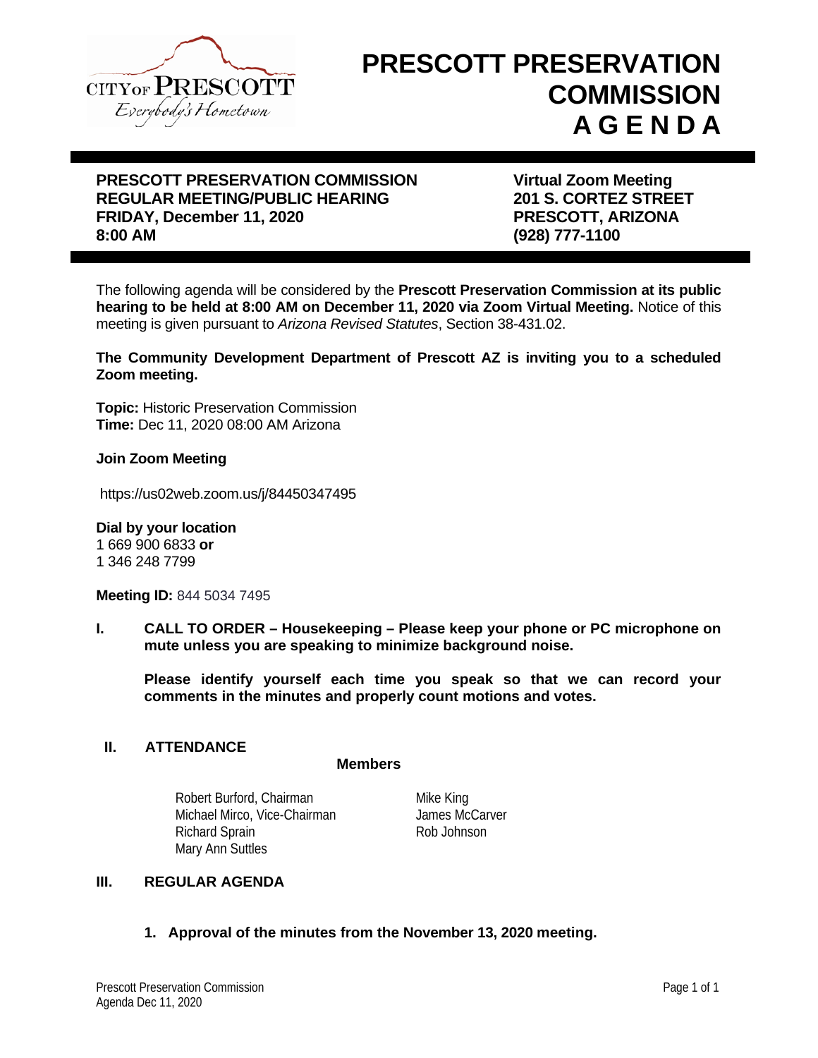# PRESCOTT PRESERVATION COMMISSION A G E N D A

**PRESCOTT PRESERVATION COMMISSION**
**REGULAR MEETING/PUBLIC HEARING**
**FRIDAY, December 11, 2020**
**8:00 AM**

**Virtual Zoom Meeting**
**201 S. CORTEZ STREET**
**PRESCOTT, ARIZONA**
**(928) 777-1100**

The following agenda will be considered by the **Prescott Preservation Commission at its public hearing to be held at 8:00 AM on December 11, 2020 via Zoom Virtual Meeting.** Notice of this meeting is given pursuant to *Arizona Revised Statutes*, Section 38-431.02.

**The Community Development Department of Prescott AZ is inviting you to a scheduled Zoom meeting.**

**Topic:** Historic Preservation Commission
**Time:** Dec 11, 2020 08:00 AM Arizona

**Join Zoom Meeting**

https://us02web.zoom.us/j/84450347495

**Dial by your location**
1 669 900 6833 **or**
1 346 248 7799

**Meeting ID:** 844 5034 7495

## I. CALL TO ORDER – Housekeeping – Please keep your phone or PC microphone on mute unless you are speaking to minimize background noise.

**Please identify yourself each time you speak so that we can record your comments in the minutes and properly count motions and votes.**

## II. ATTENDANCE

**Members**

Robert Burford, Chairman
Michael Mirco, Vice-Chairman
Richard Sprain
Mary Ann Suttles
Mike King
James McCarver
Rob Johnson

## III. REGULAR AGENDA

1. **Approval of the minutes from the November 13, 2020 meeting.**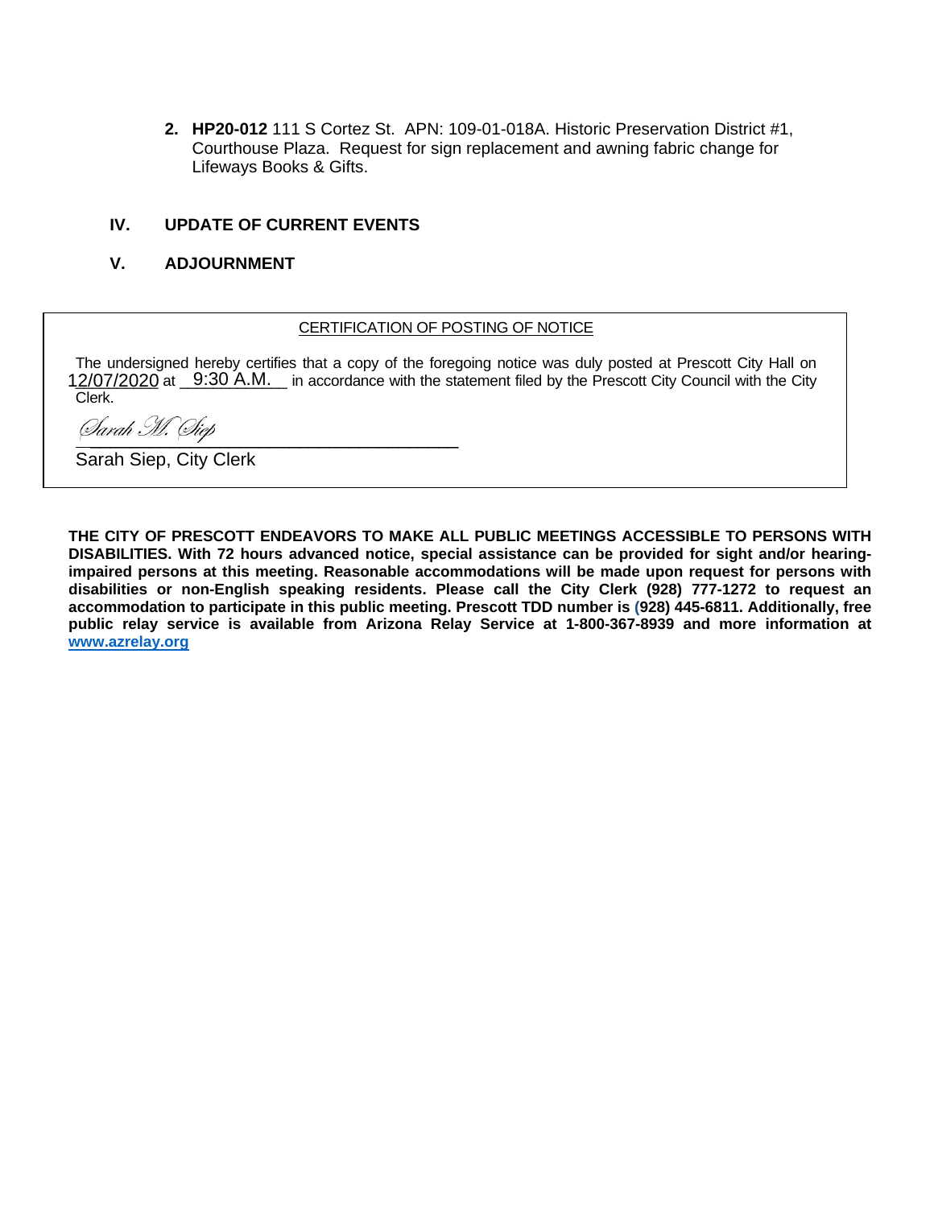2. **HP20-012** 111 S Cortez St. APN: 109-01-018A. Historic Preservation District #1, Courthouse Plaza. Request for sign replacement and awning fabric change for Lifeways Books & Gifts.

## IV. UPDATE OF CURRENT EVENTS

## V. ADJOURNMENT

CERTIFICATION OF POSTING OF NOTICE

The undersigned hereby certifies that a copy of the foregoing notice was duly posted at Prescott City Hall on 12/07/2020 at 9:30 A.M. in accordance with the statement filed by the Prescott City Council with the City Clerk.

*Sarah M. Siep*

Sarah Siep, City Clerk

**THE CITY OF PRESCOTT ENDEAVORS TO MAKE ALL PUBLIC MEETINGS ACCESSIBLE TO PERSONS WITH DISABILITIES. With 72 hours advanced notice, special assistance can be provided for sight and/or hearing-impaired persons at this meeting. Reasonable accommodations will be made upon request for persons with disabilities or non-English speaking residents. Please call the City Clerk (928) 777-1272 to request an accommodation to participate in this public meeting. Prescott TDD number is (928) 445-6811. Additionally, free public relay service is available from Arizona Relay Service at 1-800-367-8939 and more information at www.azrelay.org**